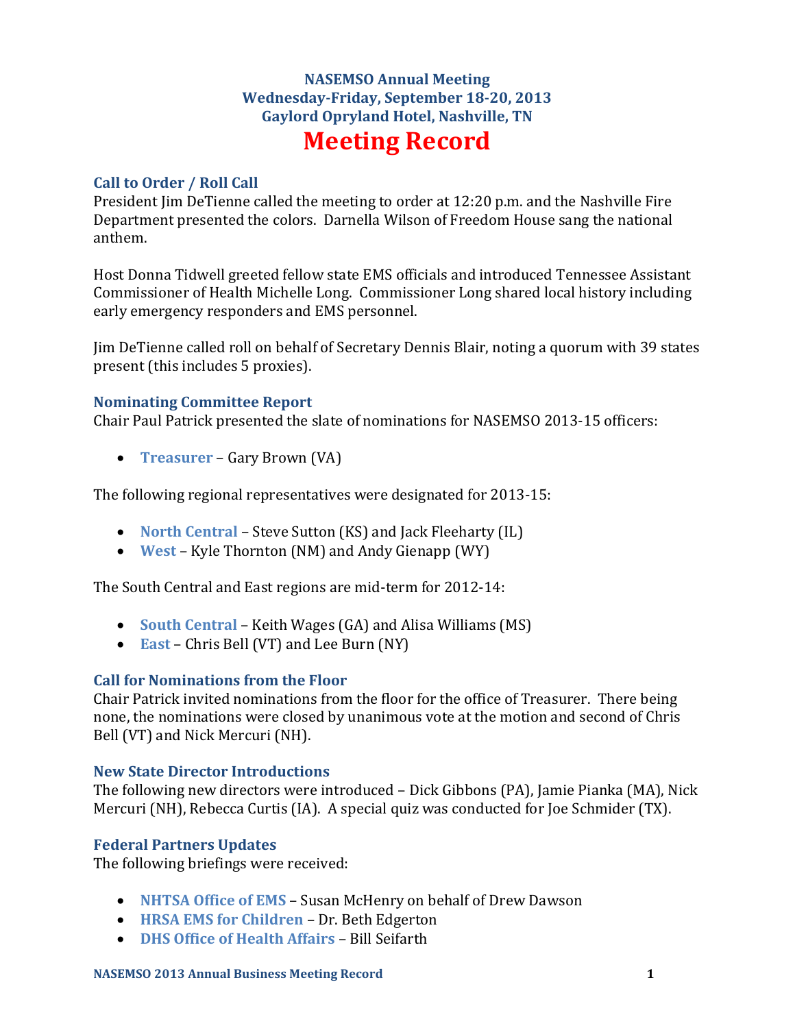# NASEMSO Annual Meeting
## Wednesday-Friday, September 18-20, 2013
## Gaylord Opryland Hotel, Nashville, TN

# Meeting Record

### Call to Order / Roll Call

President Jim DeTienne called the meeting to order at 12:20 p.m. and the Nashville Fire Department presented the colors. Darnella Wilson of Freedom House sang the national anthem.

Host Donna Tidwell greeted fellow state EMS officials and introduced Tennessee Assistant Commissioner of Health Michelle Long. Commissioner Long shared local history including early emergency responders and EMS personnel.

Jim DeTienne called roll on behalf of Secretary Dennis Blair, noting a quorum with 39 states present (this includes 5 proxies).

### Nominating Committee Report

Chair Paul Patrick presented the slate of nominations for NASEMSO 2013-15 officers:

- **Treasurer** – Gary Brown (VA)

The following regional representatives were designated for 2013-15:

- **North Central** – Steve Sutton (KS) and Jack Fleeharty (IL)
- **West** – Kyle Thornton (NM) and Andy Gienapp (WY)

The South Central and East regions are mid-term for 2012-14:

- **South Central** – Keith Wages (GA) and Alisa Williams (MS)
- **East** – Chris Bell (VT) and Lee Burn (NY)

### Call for Nominations from the Floor

Chair Patrick invited nominations from the floor for the office of Treasurer. There being none, the nominations were closed by unanimous vote at the motion and second of Chris Bell (VT) and Nick Mercuri (NH).

### New State Director Introductions

The following new directors were introduced – Dick Gibbons (PA), Jamie Pianka (MA), Nick Mercuri (NH), Rebecca Curtis (IA). A special quiz was conducted for Joe Schmider (TX).

### Federal Partners Updates

The following briefings were received:

- **NHTSA Office of EMS** – Susan McHenry on behalf of Drew Dawson
- **HRSA EMS for Children** – Dr. Beth Edgerton
- **DHS Office of Health Affairs** – Bill Seifarth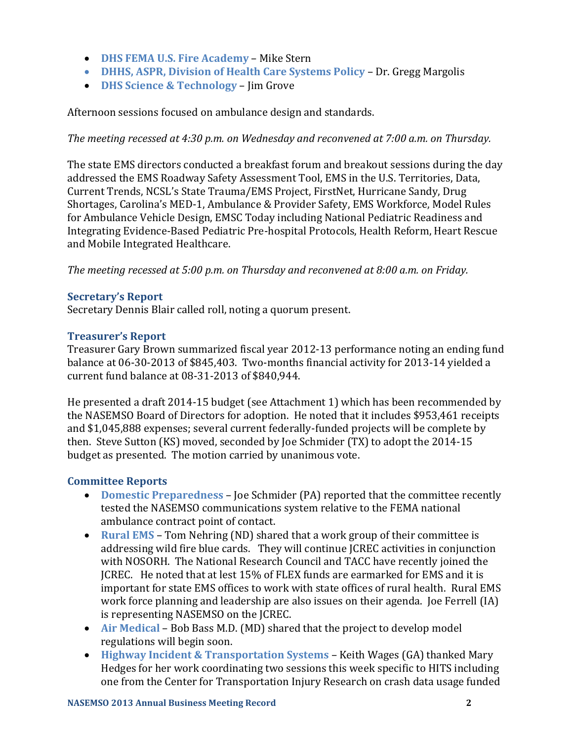- **DHS FEMA U.S. Fire Academy** – Mike Stern
- **DHHS, ASPR, Division of Health Care Systems Policy** – Dr. Gregg Margolis
- **DHS Science & Technology** – Jim Grove

Afternoon sessions focused on ambulance design and standards.

*The meeting recessed at 4:30 p.m. on Wednesday and reconvened at 7:00 a.m. on Thursday.*

The state EMS directors conducted a breakfast forum and breakout sessions during the day addressed the EMS Roadway Safety Assessment Tool, EMS in the U.S. Territories, Data, Current Trends, NCSL's State Trauma/EMS Project, FirstNet, Hurricane Sandy, Drug Shortages, Carolina's MED-1, Ambulance & Provider Safety, EMS Workforce, Model Rules for Ambulance Vehicle Design, EMSC Today including National Pediatric Readiness and Integrating Evidence-Based Pediatric Pre-hospital Protocols, Health Reform, Heart Rescue and Mobile Integrated Healthcare.

*The meeting recessed at 5:00 p.m. on Thursday and reconvened at 8:00 a.m. on Friday.*

### Secretary's Report

Secretary Dennis Blair called roll, noting a quorum present.

### Treasurer's Report

Treasurer Gary Brown summarized fiscal year 2012-13 performance noting an ending fund balance at 06-30-2013 of $845,403. Two-months financial activity for 2013-14 yielded a current fund balance at 08-31-2013 of $840,944.

He presented a draft 2014-15 budget (see Attachment 1) which has been recommended by the NASEMSO Board of Directors for adoption. He noted that it includes $953,461 receipts and $1,045,888 expenses; several current federally-funded projects will be complete by then. Steve Sutton (KS) moved, seconded by Joe Schmider (TX) to adopt the 2014-15 budget as presented. The motion carried by unanimous vote.

### Committee Reports

- **Domestic Preparedness** – Joe Schmider (PA) reported that the committee recently tested the NASEMSO communications system relative to the FEMA national ambulance contract point of contact.
- **Rural EMS** – Tom Nehring (ND) shared that a work group of their committee is addressing wild fire blue cards. They will continue JCREC activities in conjunction with NOSORH. The National Research Council and TACC have recently joined the JCREC. He noted that at lest 15% of FLEX funds are earmarked for EMS and it is important for state EMS offices to work with state offices of rural health. Rural EMS work force planning and leadership are also issues on their agenda. Joe Ferrell (IA) is representing NASEMSO on the JCREC.
- **Air Medical** – Bob Bass M.D. (MD) shared that the project to develop model regulations will begin soon.
- **Highway Incident & Transportation Systems** – Keith Wages (GA) thanked Mary Hedges for her work coordinating two sessions this week specific to HITS including one from the Center for Transportation Injury Research on crash data usage funded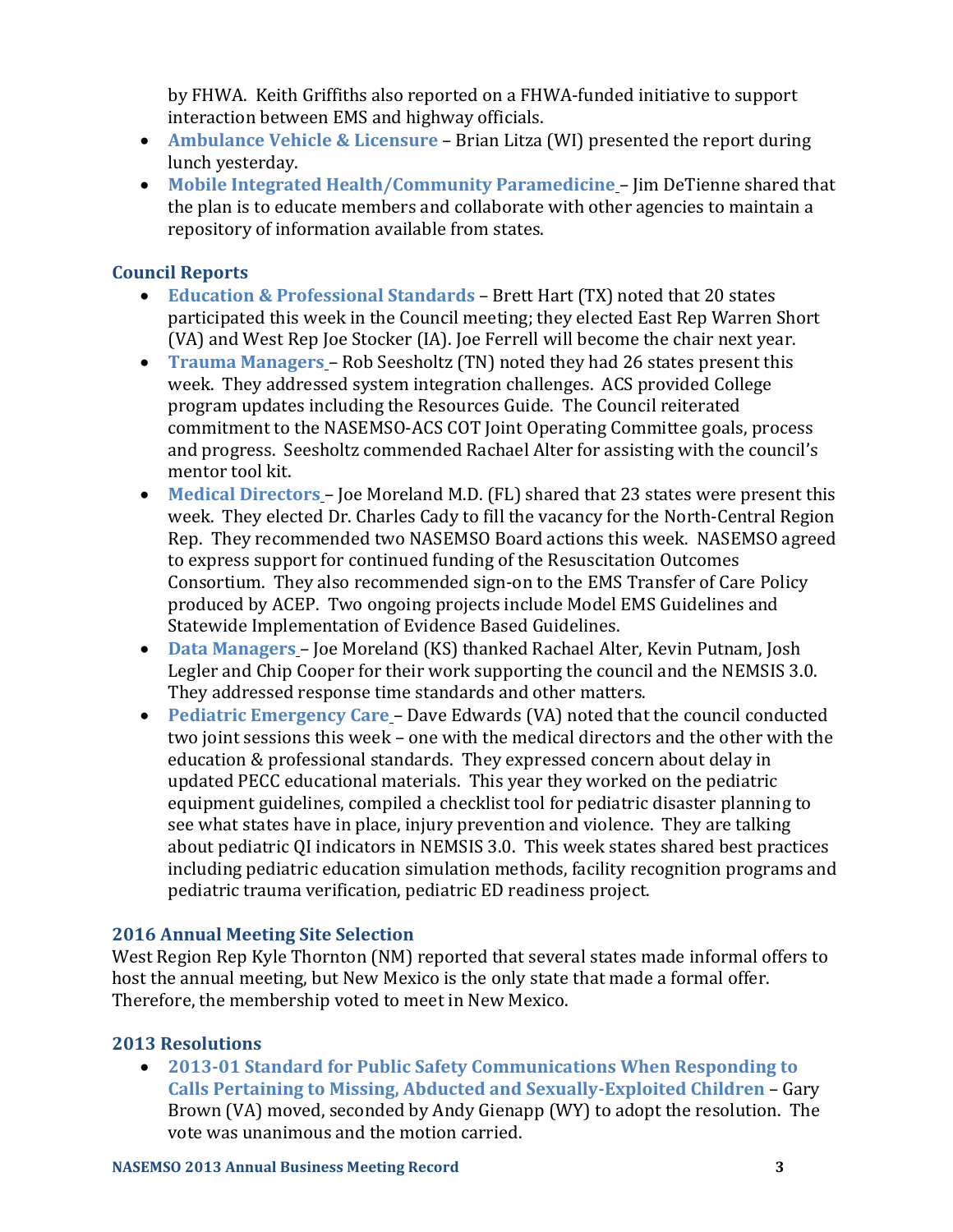by FHWA. Keith Griffiths also reported on a FHWA-funded initiative to support interaction between EMS and highway officials.

- **Ambulance Vehicle & Licensure** – Brian Litza (WI) presented the report during lunch yesterday.
- **Mobile Integrated Health/Community Paramedicine** – Jim DeTienne shared that the plan is to educate members and collaborate with other agencies to maintain a repository of information available from states.

## Council Reports

- **Education & Professional Standards** – Brett Hart (TX) noted that 20 states participated this week in the Council meeting; they elected East Rep Warren Short (VA) and West Rep Joe Stocker (IA). Joe Ferrell will become the chair next year.
- **Trauma Managers** – Rob Seesholtz (TN) noted they had 26 states present this week. They addressed system integration challenges. ACS provided College program updates including the Resources Guide. The Council reiterated commitment to the NASEMSO-ACS COT Joint Operating Committee goals, process and progress. Seesholtz commended Rachael Alter for assisting with the council's mentor tool kit.
- **Medical Directors** – Joe Moreland M.D. (FL) shared that 23 states were present this week. They elected Dr. Charles Cady to fill the vacancy for the North-Central Region Rep. They recommended two NASEMSO Board actions this week. NASEMSO agreed to express support for continued funding of the Resuscitation Outcomes Consortium. They also recommended sign-on to the EMS Transfer of Care Policy produced by ACEP. Two ongoing projects include Model EMS Guidelines and Statewide Implementation of Evidence Based Guidelines.
- **Data Managers** – Joe Moreland (KS) thanked Rachael Alter, Kevin Putnam, Josh Legler and Chip Cooper for their work supporting the council and the NEMSIS 3.0. They addressed response time standards and other matters.
- **Pediatric Emergency Care** – Dave Edwards (VA) noted that the council conducted two joint sessions this week – one with the medical directors and the other with the education & professional standards. They expressed concern about delay in updated PECC educational materials. This year they worked on the pediatric equipment guidelines, compiled a checklist tool for pediatric disaster planning to see what states have in place, injury prevention and violence. They are talking about pediatric QI indicators in NEMSIS 3.0. This week states shared best practices including pediatric education simulation methods, facility recognition programs and pediatric trauma verification, pediatric ED readiness project.

## 2016 Annual Meeting Site Selection

West Region Rep Kyle Thornton (NM) reported that several states made informal offers to host the annual meeting, but New Mexico is the only state that made a formal offer. Therefore, the membership voted to meet in New Mexico.

## 2013 Resolutions

- **2013-01 Standard for Public Safety Communications When Responding to Calls Pertaining to Missing, Abducted and Sexually-Exploited Children** – Gary Brown (VA) moved, seconded by Andy Gienapp (WY) to adopt the resolution. The vote was unanimous and the motion carried.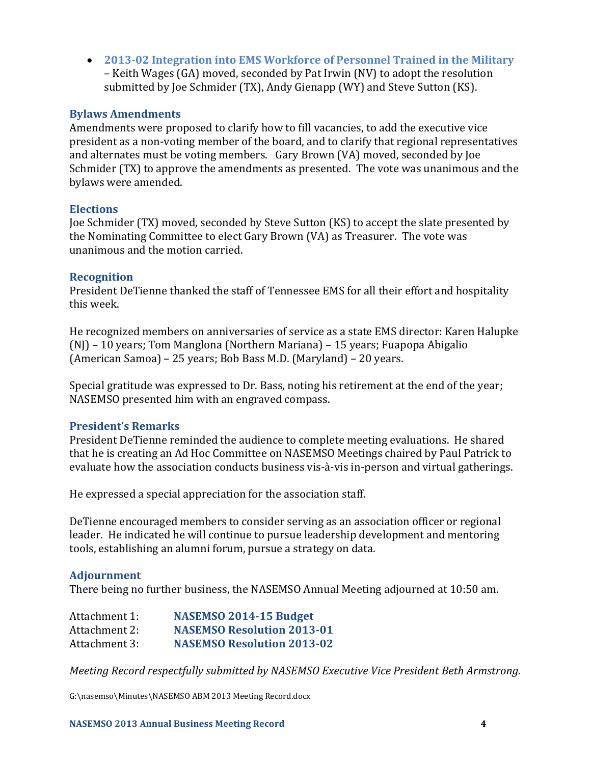- **2013-02 Integration into EMS Workforce of Personnel Trained in the Military** – Keith Wages (GA) moved, seconded by Pat Irwin (NV) to adopt the resolution submitted by Joe Schmider (TX), Andy Gienapp (WY) and Steve Sutton (KS).

### Bylaws Amendments

Amendments were proposed to clarify how to fill vacancies, to add the executive vice president as a non-voting member of the board, and to clarify that regional representatives and alternates must be voting members. Gary Brown (VA) moved, seconded by Joe Schmider (TX) to approve the amendments as presented. The vote was unanimous and the bylaws were amended.

### Elections

Joe Schmider (TX) moved, seconded by Steve Sutton (KS) to accept the slate presented by the Nominating Committee to elect Gary Brown (VA) as Treasurer. The vote was unanimous and the motion carried.

### Recognition

President DeTienne thanked the staff of Tennessee EMS for all their effort and hospitality this week.

He recognized members on anniversaries of service as a state EMS director: Karen Halupke (NJ) – 10 years; Tom Manglona (Northern Mariana) – 15 years; Fuapopa Abigalio (American Samoa) – 25 years; Bob Bass M.D. (Maryland) – 20 years.

Special gratitude was expressed to Dr. Bass, noting his retirement at the end of the year; NASEMSO presented him with an engraved compass.

### President's Remarks

President DeTienne reminded the audience to complete meeting evaluations. He shared that he is creating an Ad Hoc Committee on NASEMSO Meetings chaired by Paul Patrick to evaluate how the association conducts business vis-à-vis in-person and virtual gatherings.

He expressed a special appreciation for the association staff.

DeTienne encouraged members to consider serving as an association officer or regional leader. He indicated he will continue to pursue leadership development and mentoring tools, establishing an alumni forum, pursue a strategy on data.

### Adjournment

There being no further business, the NASEMSO Annual Meeting adjourned at 10:50 am.

Attachment 1: **NASEMSO 2014-15 Budget**
Attachment 2: **NASEMSO Resolution 2013-01**
Attachment 3: **NASEMSO Resolution 2013-02**

*Meeting Record respectfully submitted by NASEMSO Executive Vice President Beth Armstrong.*

G:\nasemso\Minutes\NASEMSO ABM 2013 Meeting Record.docx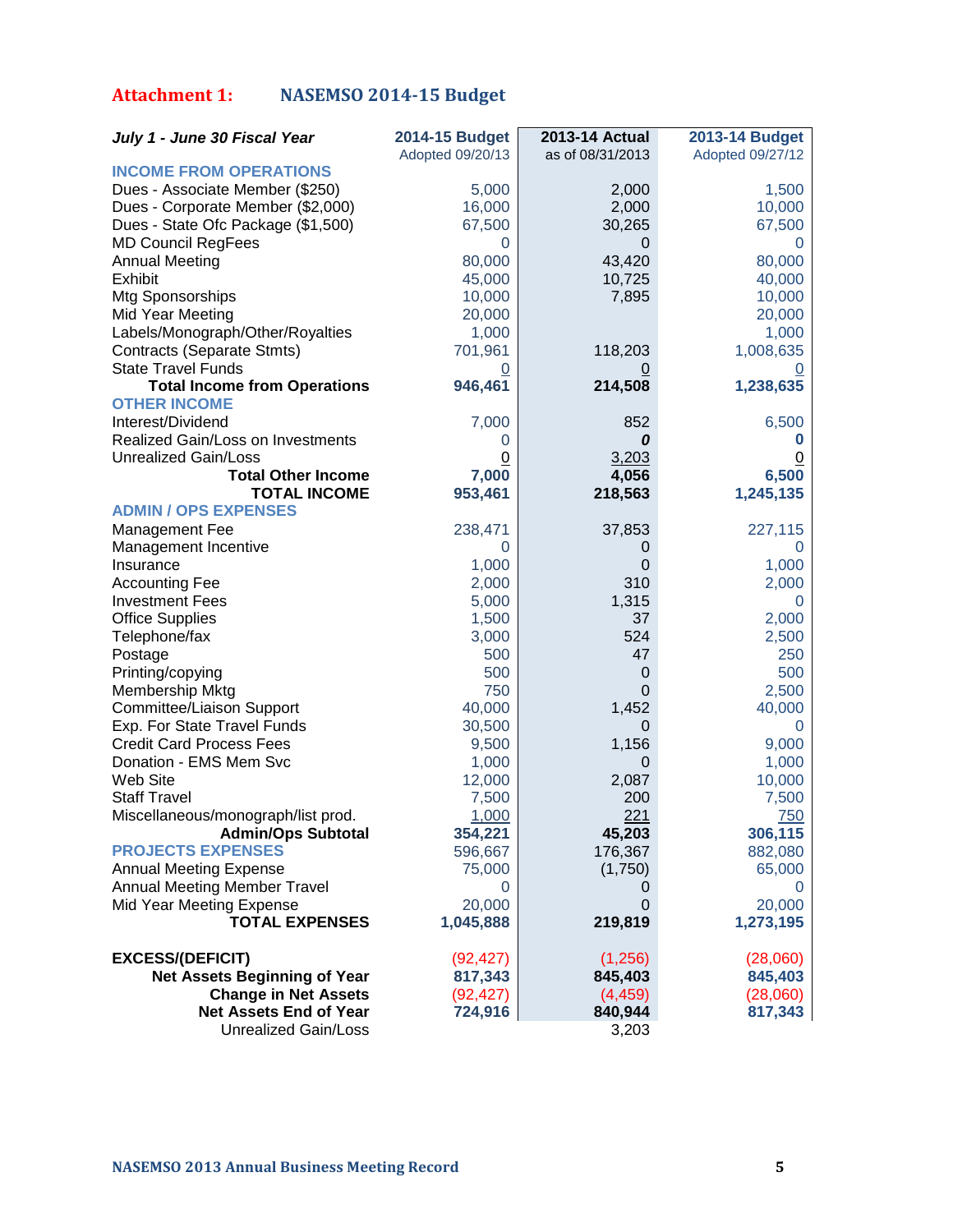## Attachment 1: NASEMSO 2014-15 Budget

| *July 1 - June 30 Fiscal Year* | 2014-15 Budget Adopted 09/20/13 | 2013-14 Actual as of 08/31/2013 | 2013-14 Budget Adopted 09/27/12 |
|---|---|---|---|
| **INCOME FROM OPERATIONS** | | | |
| Dues - Associate Member ($250) | 5,000 | 2,000 | 1,500 |
| Dues - Corporate Member ($2,000) | 16,000 | 2,000 | 10,000 |
| Dues - State Ofc Package ($1,500) | 67,500 | 30,265 | 67,500 |
| MD Council RegFees | 0 | 0 | 0 |
| Annual Meeting | 80,000 | 43,420 | 80,000 |
| Exhibit | 45,000 | 10,725 | 40,000 |
| Mtg Sponsorships | 10,000 | 7,895 | 10,000 |
| Mid Year Meeting | 20,000 | | 20,000 |
| Labels/Monograph/Other/Royalties | 1,000 | | 1,000 |
| Contracts (Separate Stmts) | 701,961 | 118,203 | 1,008,635 |
| State Travel Funds | 0 | 0 | 0 |
| **Total Income from Operations** | **946,461** | **214,508** | **1,238,635** |
| **OTHER INCOME** | | | |
| Interest/Dividend | 7,000 | 852 | 6,500 |
| Realized Gain/Loss on Investments | 0 | ***0*** | **0** |
| Unrealized Gain/Loss | 0 | 3,203 | 0 |
| **Total Other Income** | **7,000** | **4,056** | **6,500** |
| **TOTAL INCOME** | **953,461** | **218,563** | **1,245,135** |
| **ADMIN / OPS EXPENSES** | | | |
| Management Fee | 238,471 | 37,853 | 227,115 |
| Management Incentive | 0 | 0 | 0 |
| Insurance | 1,000 | 0 | 1,000 |
| Accounting Fee | 2,000 | 310 | 2,000 |
| Investment Fees | 5,000 | 1,315 | 0 |
| Office Supplies | 1,500 | 37 | 2,000 |
| Telephone/fax | 3,000 | 524 | 2,500 |
| Postage | 500 | 47 | 250 |
| Printing/copying | 500 | 0 | 500 |
| Membership Mktg | 750 | 0 | 2,500 |
| Committee/Liaison Support | 40,000 | 1,452 | 40,000 |
| Exp. For State Travel Funds | 30,500 | 0 | 0 |
| Credit Card Process Fees | 9,500 | 1,156 | 9,000 |
| Donation - EMS Mem Svc | 1,000 | 0 | 1,000 |
| Web Site | 12,000 | 2,087 | 10,000 |
| Staff Travel | 7,500 | 200 | 7,500 |
| Miscellaneous/monograph/list prod. | 1,000 | 221 | 750 |
| **Admin/Ops Subtotal** | **354,221** | **45,203** | **306,115** |
| **PROJECTS EXPENSES** | 596,667 | 176,367 | 882,080 |
| Annual Meeting Expense | 75,000 | (1,750) | 65,000 |
| Annual Meeting Member Travel | 0 | 0 | 0 |
| Mid Year Meeting Expense | 20,000 | 0 | 20,000 |
| **TOTAL EXPENSES** | **1,045,888** | **219,819** | **1,273,195** |
| | | | |
| **EXCESS/(DEFICIT)** | (92,427) | (1,256) | (28,060) |
| **Net Assets Beginning of Year** | **817,343** | **845,403** | **845,403** |
| **Change in Net Assets** | (92,427) | (4,459) | (28,060) |
| **Net Assets End of Year** | **724,916** | **840,944** | **817,343** |
| Unrealized Gain/Loss | | 3,203 | |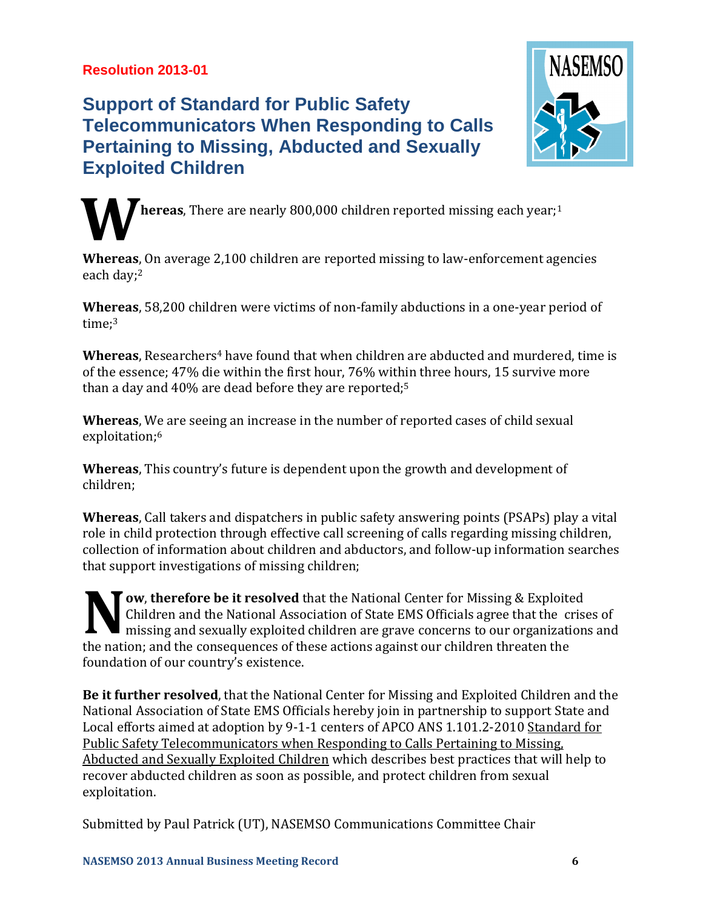**Resolution 2013-01**

## Support of Standard for Public Safety Telecommunicators When Responding to Calls Pertaining to Missing, Abducted and Sexually Exploited Children

**Whereas**, There are nearly 800,000 children reported missing each year;[1]

**Whereas**, On average 2,100 children are reported missing to law-enforcement agencies each day;[2]

**Whereas**, 58,200 children were victims of non-family abductions in a one-year period of time;[3]

**Whereas**, Researchers[4] have found that when children are abducted and murdered, time is of the essence; 47% die within the first hour, 76% within three hours, 15 survive more than a day and 40% are dead before they are reported;[5]

**Whereas**, We are seeing an increase in the number of reported cases of child sexual exploitation;[6]

**Whereas**, This country's future is dependent upon the growth and development of children;

**Whereas**, Call takers and dispatchers in public safety answering points (PSAPs) play a vital role in child protection through effective call screening of calls regarding missing children, collection of information about children and abductors, and follow-up information searches that support investigations of missing children;

**Now, therefore be it resolved** that the National Center for Missing & Exploited Children and the National Association of State EMS Officials agree that the crises of missing and sexually exploited children are grave concerns to our organizations and the nation; and the consequences of these actions against our children threaten the foundation of our country's existence.

**Be it further resolved**, that the National Center for Missing and Exploited Children and the National Association of State EMS Officials hereby join in partnership to support State and Local efforts aimed at adoption by 9-1-1 centers of APCO ANS 1.101.2-2010 Standard for Public Safety Telecommunicators when Responding to Calls Pertaining to Missing, Abducted and Sexually Exploited Children which describes best practices that will help to recover abducted children as soon as possible, and protect children from sexual exploitation.

Submitted by Paul Patrick (UT), NASEMSO Communications Committee Chair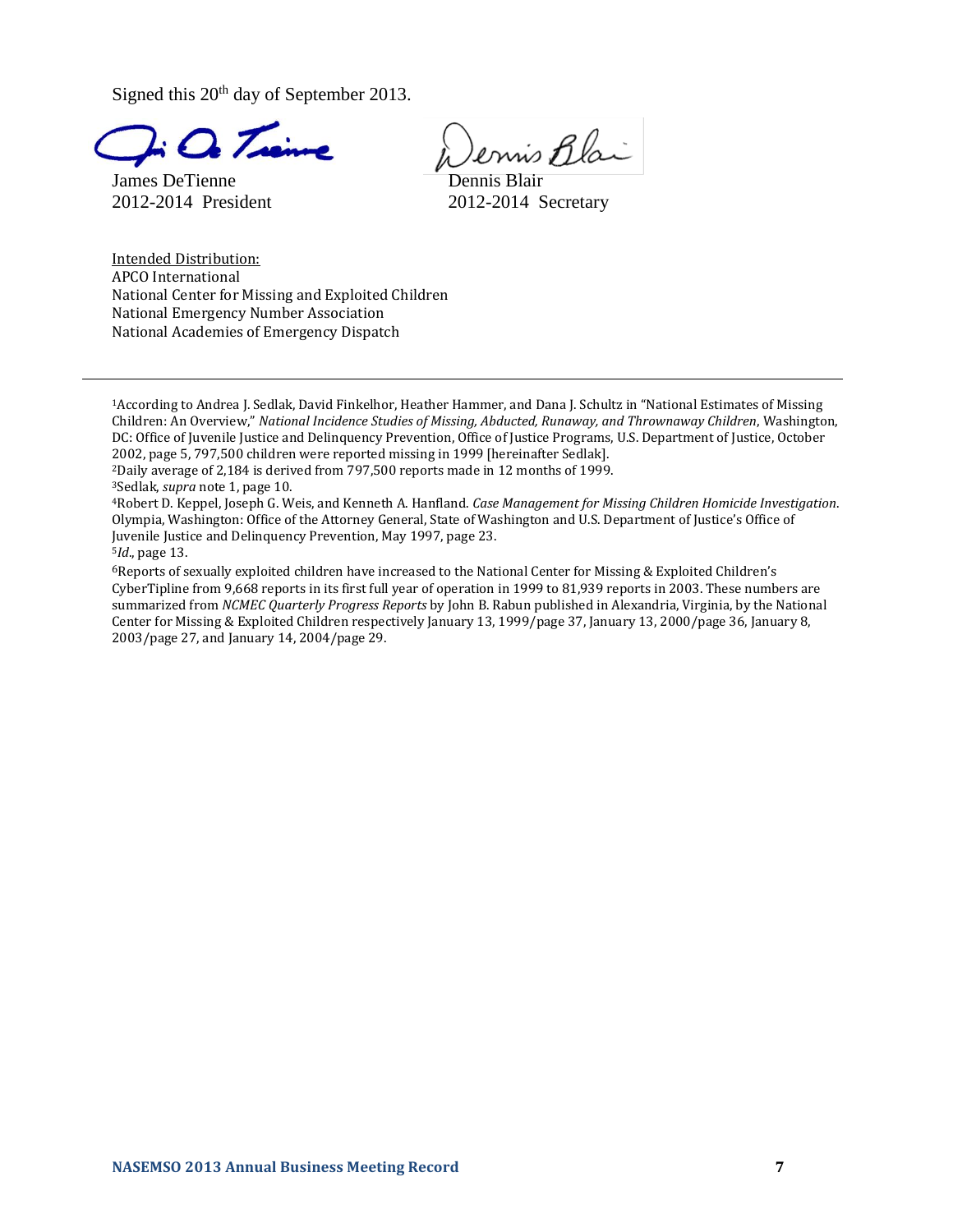Signed this 20th day of September 2013.

James DeTienne
2012-2014 President

Dennis Blair
2012-2014 Secretary

Intended Distribution:
APCO International
National Center for Missing and Exploited Children
National Emergency Number Association
National Academies of Emergency Dispatch

---

[1]According to Andrea J. Sedlak, David Finkelhor, Heather Hammer, and Dana J. Schultz in "National Estimates of Missing Children: An Overview," *National Incidence Studies of Missing, Abducted, Runaway, and Thrownaway Children*, Washington, DC: Office of Juvenile Justice and Delinquency Prevention, Office of Justice Programs, U.S. Department of Justice, October 2002, page 5, 797,500 children were reported missing in 1999 [hereinafter Sedlak].

[2]Daily average of 2,184 is derived from 797,500 reports made in 12 months of 1999.

[3]Sedlak, *supra* note 1, page 10.

[4]Robert D. Keppel, Joseph G. Weis, and Kenneth A. Hanfland. *Case Management for Missing Children Homicide Investigation*. Olympia, Washington: Office of the Attorney General, State of Washington and U.S. Department of Justice's Office of Juvenile Justice and Delinquency Prevention, May 1997, page 23.

[5]*Id*., page 13.

[6]Reports of sexually exploited children have increased to the National Center for Missing & Exploited Children's CyberTipline from 9,668 reports in its first full year of operation in 1999 to 81,939 reports in 2003. These numbers are summarized from *NCMEC Quarterly Progress Reports* by John B. Rabun published in Alexandria, Virginia, by the National Center for Missing & Exploited Children respectively January 13, 1999/page 37, January 13, 2000/page 36, January 8, 2003/page 27, and January 14, 2004/page 29.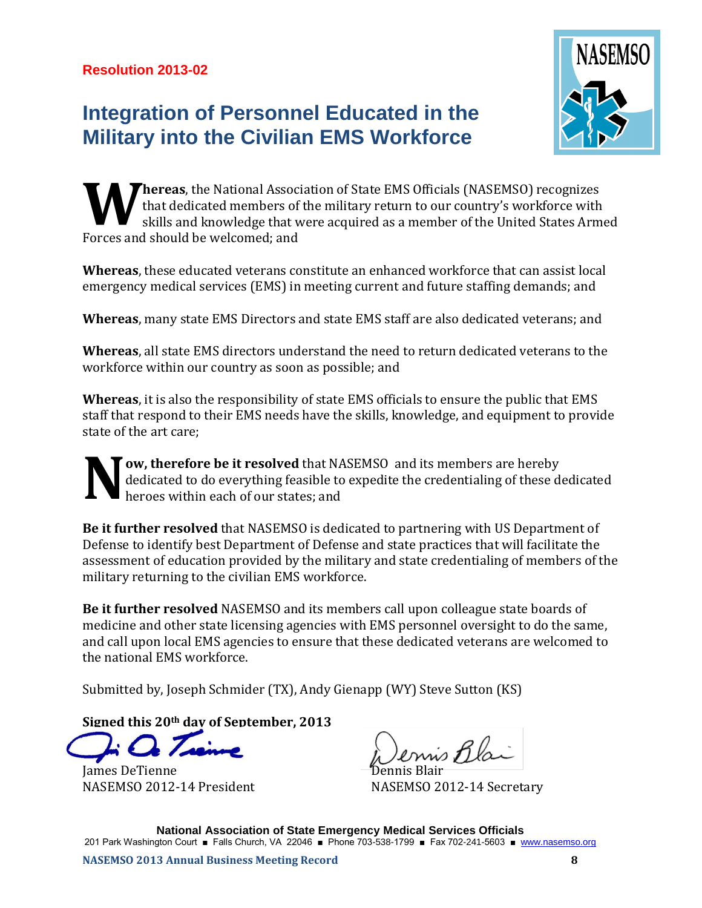**Resolution 2013-02**

# Integration of Personnel Educated in the Military into the Civilian EMS Workforce

**Whereas**, the National Association of State EMS Officials (NASEMSO) recognizes that dedicated members of the military return to our country's workforce with skills and knowledge that were acquired as a member of the United States Armed Forces and should be welcomed; and

**Whereas**, these educated veterans constitute an enhanced workforce that can assist local emergency medical services (EMS) in meeting current and future staffing demands; and

**Whereas**, many state EMS Directors and state EMS staff are also dedicated veterans; and

**Whereas**, all state EMS directors understand the need to return dedicated veterans to the workforce within our country as soon as possible; and

**Whereas**, it is also the responsibility of state EMS officials to ensure the public that EMS staff that respond to their EMS needs have the skills, knowledge, and equipment to provide state of the art care;

**Now, therefore be it resolved** that NASEMSO and its members are hereby dedicated to do everything feasible to expedite the credentialing of these dedicated heroes within each of our states; and

**Be it further resolved** that NASEMSO is dedicated to partnering with US Department of Defense to identify best Department of Defense and state practices that will facilitate the assessment of education provided by the military and state credentialing of members of the military returning to the civilian EMS workforce.

**Be it further resolved** NASEMSO and its members call upon colleague state boards of medicine and other state licensing agencies with EMS personnel oversight to do the same, and call upon local EMS agencies to ensure that these dedicated veterans are welcomed to the national EMS workforce.

Submitted by, Joseph Schmider (TX), Andy Gienapp (WY) Steve Sutton (KS)

**Signed this 20th day of September, 2013**

James DeTienne
NASEMSO 2012-14 President

Dennis Blair
NASEMSO 2012-14 Secretary

**National Association of State Emergency Medical Services Officials**
201 Park Washington Court ■ Falls Church, VA 22046 ■ Phone 703-538-1799 ■ Fax 702-241-5603 ■ www.nasemso.org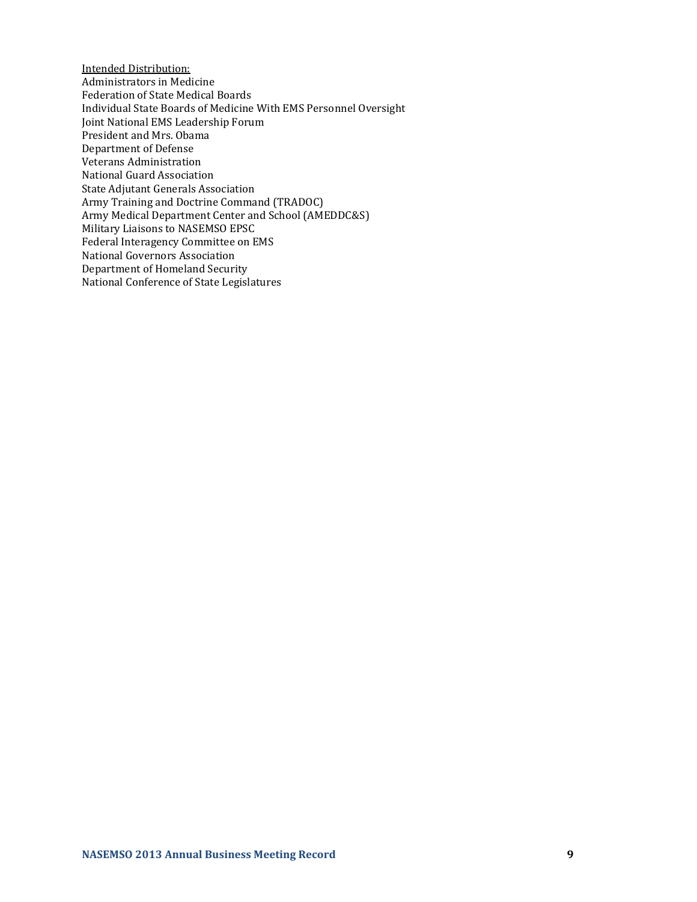Intended Distribution:

Administrators in Medicine
Federation of State Medical Boards
Individual State Boards of Medicine With EMS Personnel Oversight
Joint National EMS Leadership Forum
President and Mrs. Obama
Department of Defense
Veterans Administration
National Guard Association
State Adjutant Generals Association
Army Training and Doctrine Command (TRADOC)
Army Medical Department Center and School (AMEDDC&S)
Military Liaisons to NASEMSO EPSC
Federal Interagency Committee on EMS
National Governors Association
Department of Homeland Security
National Conference of State Legislatures